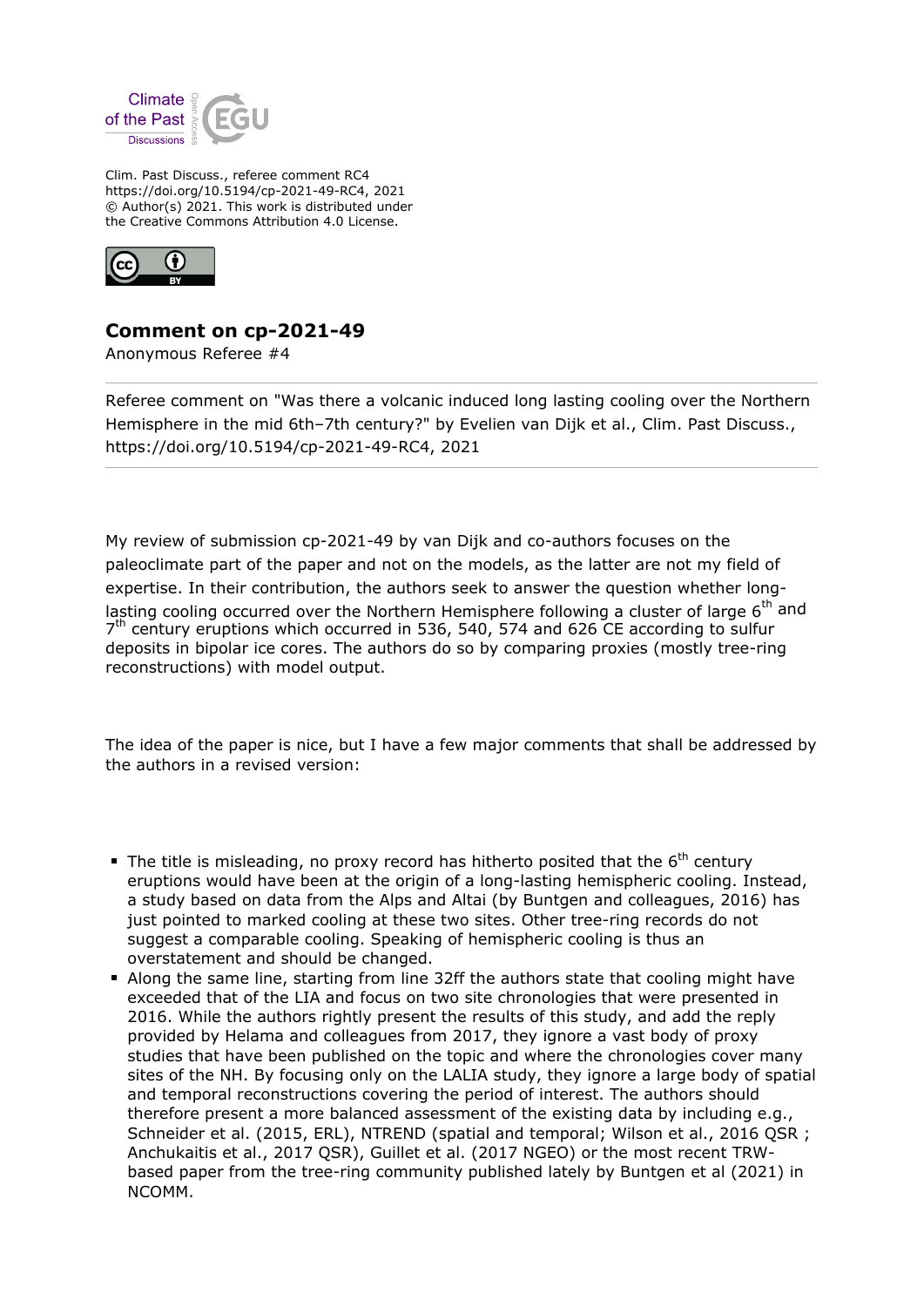Clim. Past Discuss., referee comment RC4
https://doi.org/10.5194/cp-2021-49-RC4, 2021
© Author(s) 2021. This work is distributed under
the Creative Commons Attribution 4.0 License.

# Comment on cp-2021-49

Anonymous Referee #4

Referee comment on "Was there a volcanic induced long lasting cooling over the Northern Hemisphere in the mid 6th–7th century?" by Evelien van Dijk et al., Clim. Past Discuss., https://doi.org/10.5194/cp-2021-49-RC4, 2021

My review of submission cp-2021-49 by van Dijk and co-authors focuses on the paleoclimate part of the paper and not on the models, as the latter are not my field of expertise. In their contribution, the authors seek to answer the question whether long-lasting cooling occurred over the Northern Hemisphere following a cluster of large 6$^{th}$ and 7$^{th}$ century eruptions which occurred in 536, 540, 574 and 626 CE according to sulfur deposits in bipolar ice cores. The authors do so by comparing proxies (mostly tree-ring reconstructions) with model output.

The idea of the paper is nice, but I have a few major comments that shall be addressed by the authors in a revised version:

- The title is misleading, no proxy record has hitherto posited that the 6$^{th}$ century eruptions would have been at the origin of a long-lasting hemispheric cooling. Instead, a study based on data from the Alps and Altai (by Buntgen and colleagues, 2016) has just pointed to marked cooling at these two sites. Other tree-ring records do not suggest a comparable cooling. Speaking of hemispheric cooling is thus an overstatement and should be changed.
- Along the same line, starting from line 32ff the authors state that cooling might have exceeded that of the LIA and focus on two site chronologies that were presented in 2016. While the authors rightly present the results of this study, and add the reply provided by Helama and colleagues from 2017, they ignore a vast body of proxy studies that have been published on the topic and where the chronologies cover many sites of the NH. By focusing only on the LALIA study, they ignore a large body of spatial and temporal reconstructions covering the period of interest. The authors should therefore present a more balanced assessment of the existing data by including e.g., Schneider et al. (2015, ERL), NTREND (spatial and temporal; Wilson et al., 2016 QSR ; Anchukaitis et al., 2017 QSR), Guillet et al. (2017 NGEO) or the most recent TRW-based paper from the tree-ring community published lately by Buntgen et al (2021) in NCOMM.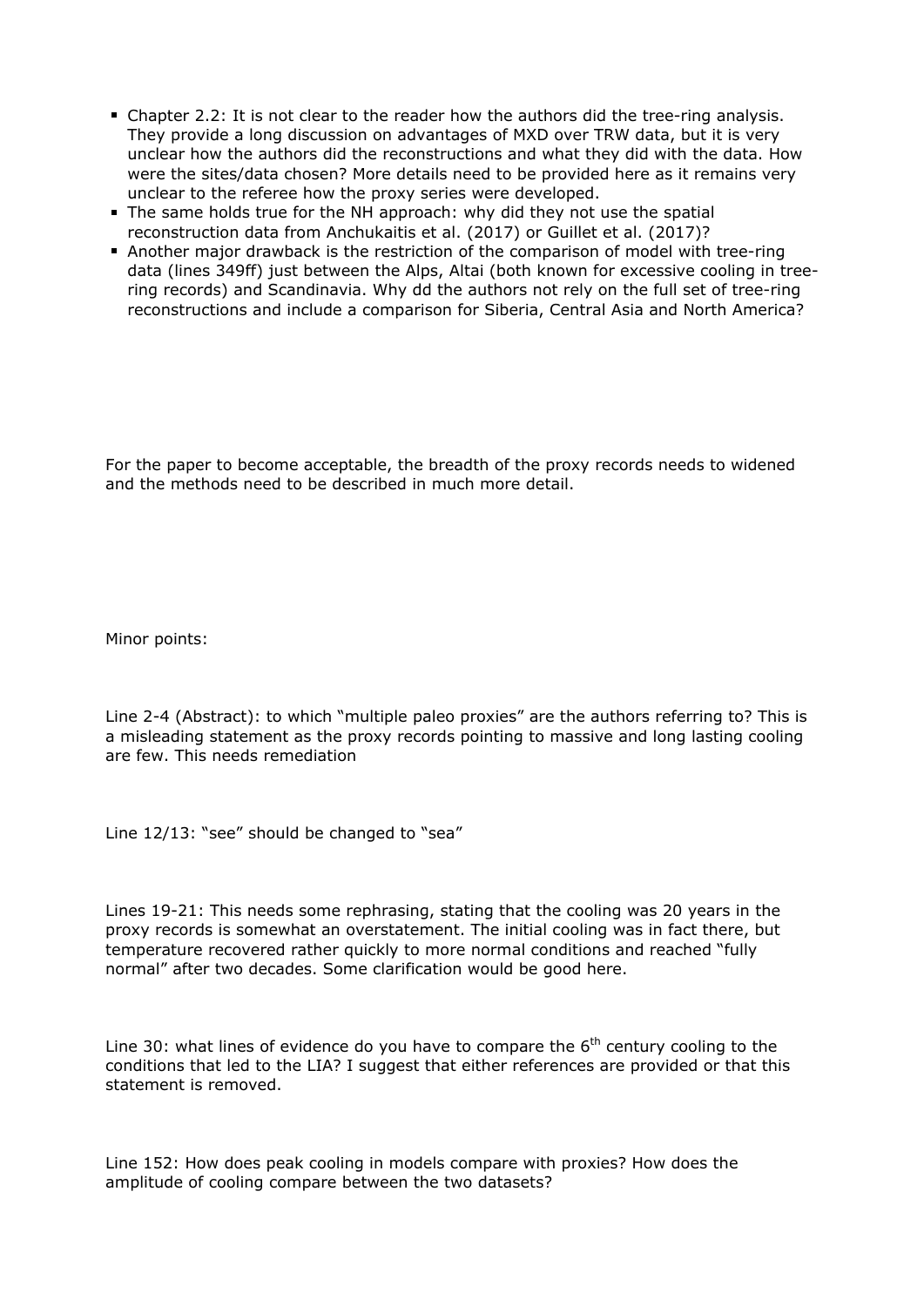- Chapter 2.2: It is not clear to the reader how the authors did the tree-ring analysis. They provide a long discussion on advantages of MXD over TRW data, but it is very unclear how the authors did the reconstructions and what they did with the data. How were the sites/data chosen? More details need to be provided here as it remains very unclear to the referee how the proxy series were developed.
- The same holds true for the NH approach: why did they not use the spatial reconstruction data from Anchukaitis et al. (2017) or Guillet et al. (2017)?
- Another major drawback is the restriction of the comparison of model with tree-ring data (lines 349ff) just between the Alps, Altai (both known for excessive cooling in tree-ring records) and Scandinavia. Why dd the authors not rely on the full set of tree-ring reconstructions and include a comparison for Siberia, Central Asia and North America?

For the paper to become acceptable, the breadth of the proxy records needs to widened and the methods need to be described in much more detail.

Minor points:

Line 2-4 (Abstract): to which "multiple paleo proxies" are the authors referring to? This is a misleading statement as the proxy records pointing to massive and long lasting cooling are few. This needs remediation

Line 12/13: "see" should be changed to "sea"

Lines 19-21: This needs some rephrasing, stating that the cooling was 20 years in the proxy records is somewhat an overstatement. The initial cooling was in fact there, but temperature recovered rather quickly to more normal conditions and reached "fully normal" after two decades. Some clarification would be good here.

Line 30: what lines of evidence do you have to compare the 6th century cooling to the conditions that led to the LIA? I suggest that either references are provided or that this statement is removed.

Line 152: How does peak cooling in models compare with proxies? How does the amplitude of cooling compare between the two datasets?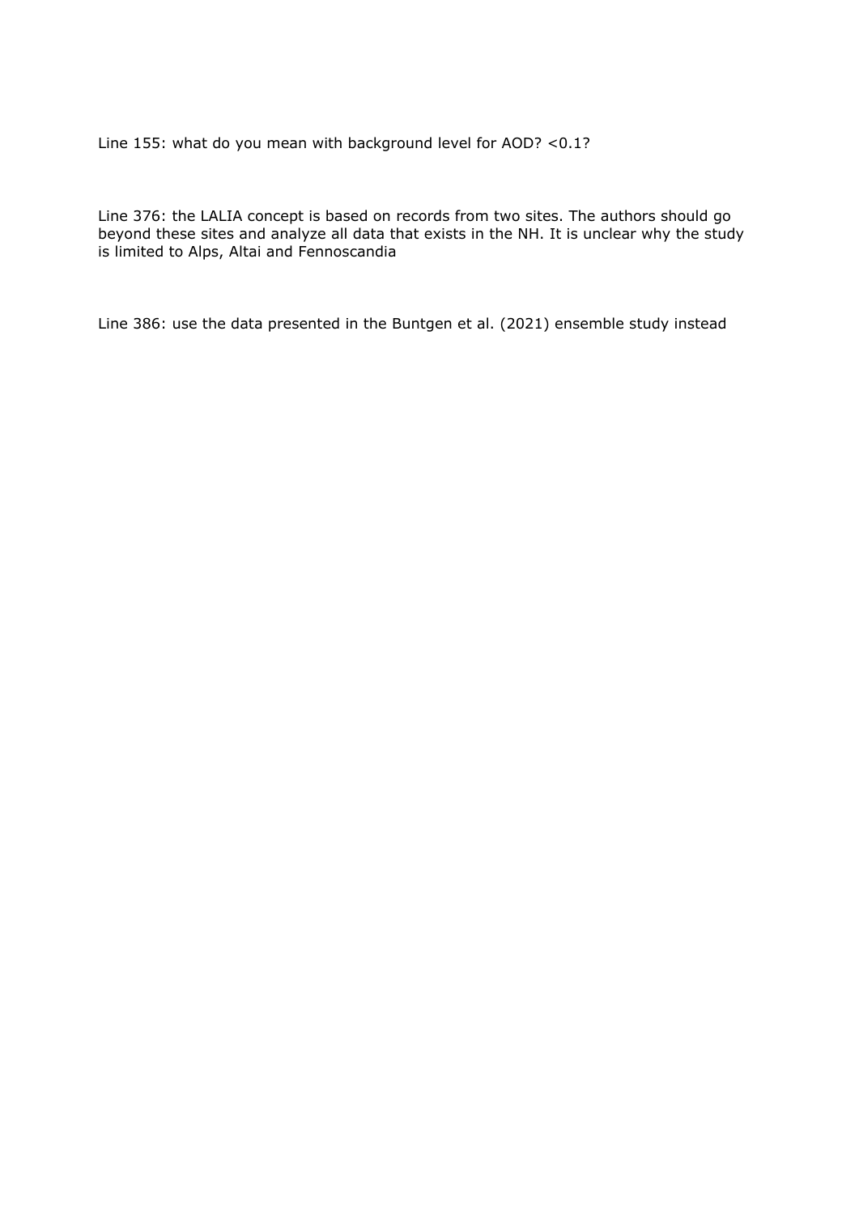Line 155: what do you mean with background level for AOD? <0.1?

Line 376: the LALIA concept is based on records from two sites. The authors should go beyond these sites and analyze all data that exists in the NH. It is unclear why the study is limited to Alps, Altai and Fennoscandia

Line 386: use the data presented in the Buntgen et al. (2021) ensemble study instead